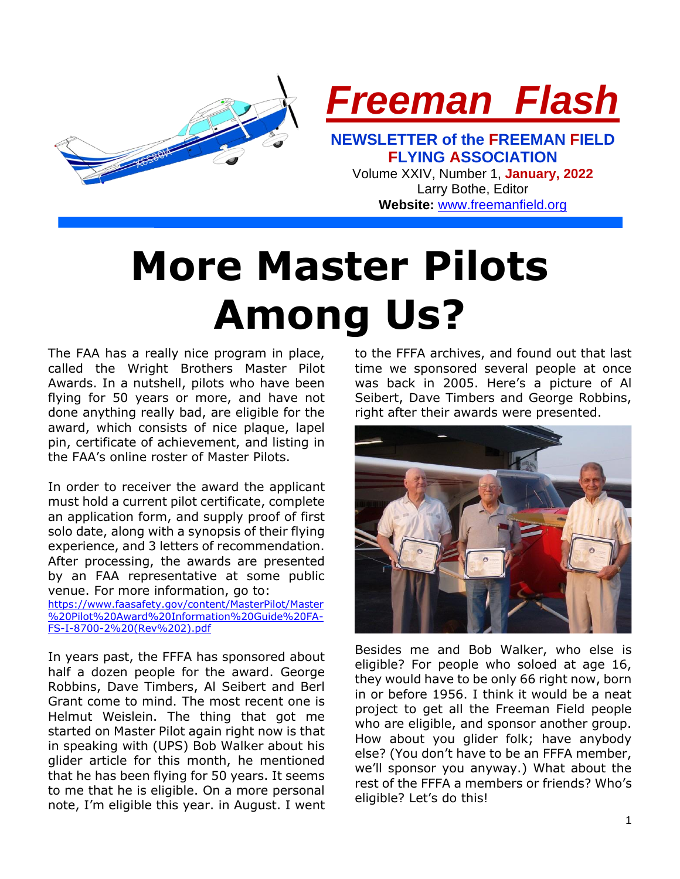# Freeman Flash

**NEWSLETTER of the FREEMAN FIELD FLYING ASSOCIATION**

Volume XXIV, Number 1, **January, 2022**

Larry Bothe, Editor

**Website:** www.freemanfield.org

# More Master Pilots Among Us?

The FAA has a really nice program in place, called the Wright Brothers Master Pilot Awards. In a nutshell, pilots who have been flying for 50 years or more, and have not done anything really bad, are eligible for the award, which consists of nice plaque, lapel pin, certificate of achievement, and listing in the FAA's online roster of Master Pilots.

In order to receiver the award the applicant must hold a current pilot certificate, complete an application form, and supply proof of first solo date, along with a synopsis of their flying experience, and 3 letters of recommendation. After processing, the awards are presented by an FAA representative at some public venue. For more information, go to: https://www.faasafety.gov/content/MasterPilot/Master%20Pilot%20Award%20Information%20Guide%20FA-FS-I-8700-2%20(Rev%202).pdf

In years past, the FFFA has sponsored about half a dozen people for the award. George Robbins, Dave Timbers, Al Seibert and Berl Grant come to mind. The most recent one is Helmut Weislein. The thing that got me started on Master Pilot again right now is that in speaking with (UPS) Bob Walker about his glider article for this month, he mentioned that he has been flying for 50 years. It seems to me that he is eligible. On a more personal note, I'm eligible this year. in August. I went to the FFFA archives, and found out that last time we sponsored several people at once was back in 2005. Here's a picture of Al Seibert, Dave Timbers and George Robbins, right after their awards were presented.

Besides me and Bob Walker, who else is eligible? For people who soloed at age 16, they would have to be only 66 right now, born in or before 1956. I think it would be a neat project to get all the Freeman Field people who are eligible, and sponsor another group. How about you glider folk; have anybody else? (You don't have to be an FFFA member, we'll sponsor you anyway.) What about the rest of the FFFA a members or friends? Who's eligible? Let's do this!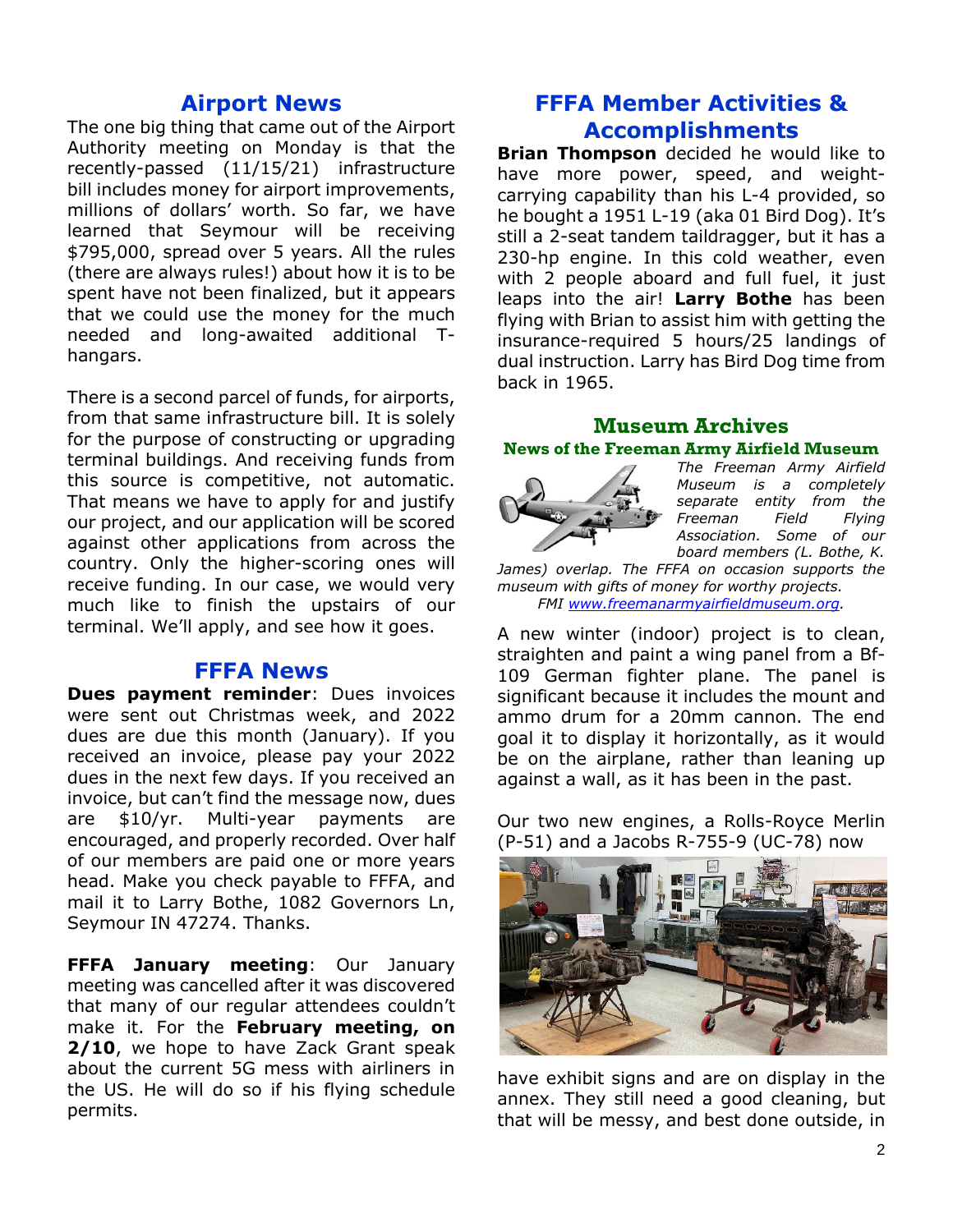## Airport News

The one big thing that came out of the Airport Authority meeting on Monday is that the recently-passed (11/15/21) infrastructure bill includes money for airport improvements, millions of dollars' worth. So far, we have learned that Seymour will be receiving $795,000, spread over 5 years. All the rules (there are always rules!) about how it is to be spent have not been finalized, but it appears that we could use the money for the much needed and long-awaited additional T-hangars.

There is a second parcel of funds, for airports, from that same infrastructure bill. It is solely for the purpose of constructing or upgrading terminal buildings. And receiving funds from this source is competitive, not automatic. That means we have to apply for and justify our project, and our application will be scored against other applications from across the country. Only the higher-scoring ones will receive funding. In our case, we would very much like to finish the upstairs of our terminal. We'll apply, and see how it goes.

## FFFA News

**Dues payment reminder**: Dues invoices were sent out Christmas week, and 2022 dues are due this month (January). If you received an invoice, please pay your 2022 dues in the next few days. If you received an invoice, but can't find the message now, dues are $10/yr. Multi-year payments are encouraged, and properly recorded. Over half of our members are paid one or more years head. Make you check payable to FFFA, and mail it to Larry Bothe, 1082 Governors Ln, Seymour IN 47274. Thanks.

**FFFA January meeting**: Our January meeting was cancelled after it was discovered that many of our regular attendees couldn't make it. For the **February meeting, on 2/10**, we hope to have Zack Grant speak about the current 5G mess with airliners in the US. He will do so if his flying schedule permits.

## FFFA Member Activities & Accomplishments

**Brian Thompson** decided he would like to have more power, speed, and weight-carrying capability than his L-4 provided, so he bought a 1951 L-19 (aka 01 Bird Dog). It's still a 2-seat tandem taildragger, but it has a 230-hp engine. In this cold weather, even with 2 people aboard and full fuel, it just leaps into the air! **Larry Bothe** has been flying with Brian to assist him with getting the insurance-required 5 hours/25 landings of dual instruction. Larry has Bird Dog time from back in 1965.

## Museum Archives

### News of the Freeman Army Airfield Museum

*The Freeman Army Airfield Museum is a completely separate entity from the Freeman Field Flying Association. Some of our board members (L. Bothe, K. James) overlap. The FFFA on occasion supports the museum with gifts of money for worthy projects.*
*FMI www.freemanarmyairfieldmuseum.org.*

A new winter (indoor) project is to clean, straighten and paint a wing panel from a Bf-109 German fighter plane. The panel is significant because it includes the mount and ammo drum for a 20mm cannon. The end goal it to display it horizontally, as it would be on the airplane, rather than leaning up against a wall, as it has been in the past.

Our two new engines, a Rolls-Royce Merlin (P-51) and a Jacobs R-755-9 (UC-78) now have exhibit signs and are on display in the annex. They still need a good cleaning, but that will be messy, and best done outside, in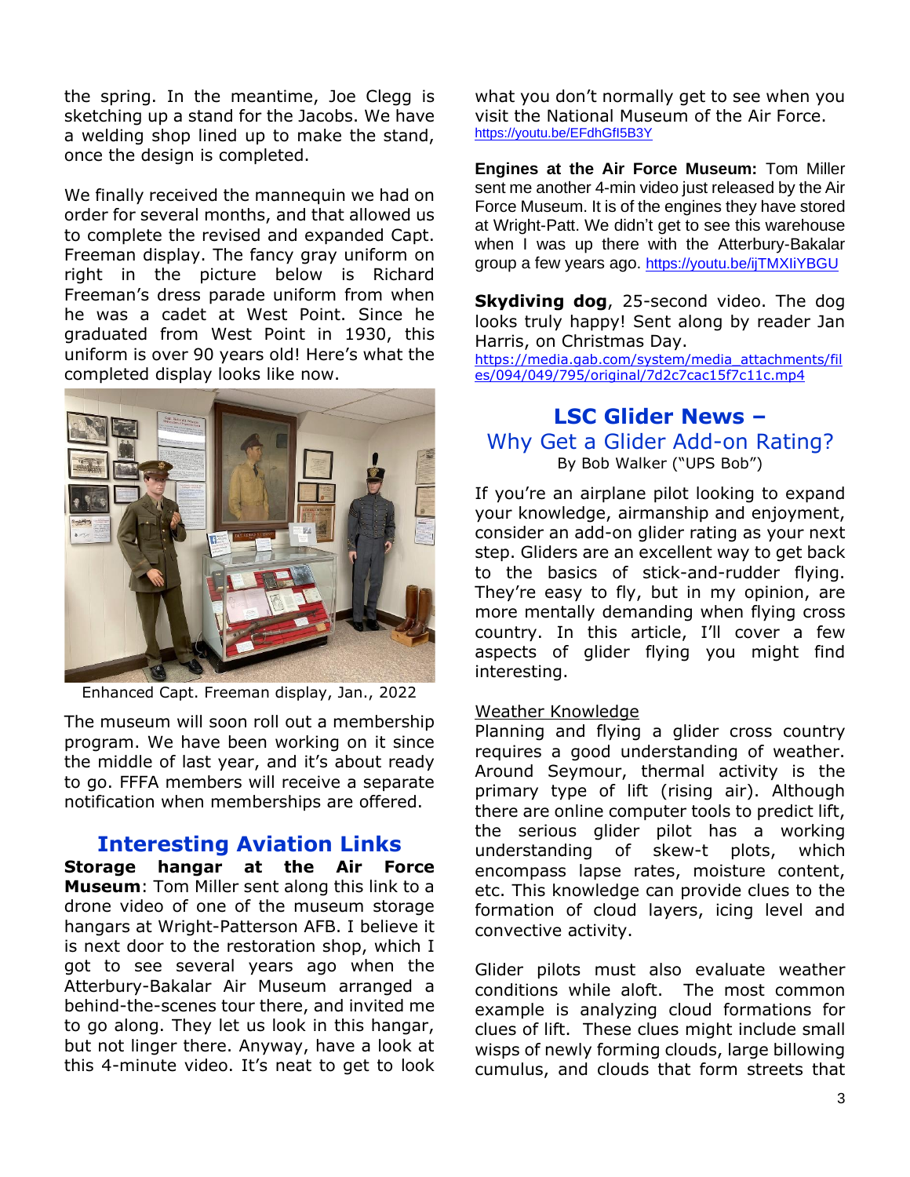the spring. In the meantime, Joe Clegg is sketching up a stand for the Jacobs. We have a welding shop lined up to make the stand, once the design is completed.

We finally received the mannequin we had on order for several months, and that allowed us to complete the revised and expanded Capt. Freeman display. The fancy gray uniform on right in the picture below is Richard Freeman's dress parade uniform from when he was a cadet at West Point. Since he graduated from West Point in 1930, this uniform is over 90 years old! Here's what the completed display looks like now.

Enhanced Capt. Freeman display, Jan., 2022

The museum will soon roll out a membership program. We have been working on it since the middle of last year, and it's about ready to go. FFFA members will receive a separate notification when memberships are offered.

## Interesting Aviation Links

**Storage hangar at the Air Force Museum**: Tom Miller sent along this link to a drone video of one of the museum storage hangars at Wright-Patterson AFB. I believe it is next door to the restoration shop, which I got to see several years ago when the Atterbury-Bakalar Air Museum arranged a behind-the-scenes tour there, and invited me to go along. They let us look in this hangar, but not linger there. Anyway, have a look at this 4-minute video. It's neat to get to look what you don't normally get to see when you visit the National Museum of the Air Force. https://youtu.be/EFdhGfI5B3Y

**Engines at the Air Force Museum:** Tom Miller sent me another 4-min video just released by the Air Force Museum. It is of the engines they have stored at Wright-Patt. We didn't get to see this warehouse when I was up there with the Atterbury-Bakalar group a few years ago. https://youtu.be/ijTMXIiYBGU

**Skydiving dog**, 25-second video. The dog looks truly happy! Sent along by reader Jan Harris, on Christmas Day. https://media.gab.com/system/media_attachments/files/094/049/795/original/7d2c7cac15f7c11c.mp4

## LSC Glider News – Why Get a Glider Add-on Rating?

By Bob Walker ("UPS Bob")

If you're an airplane pilot looking to expand your knowledge, airmanship and enjoyment, consider an add-on glider rating as your next step. Gliders are an excellent way to get back to the basics of stick-and-rudder flying. They're easy to fly, but in my opinion, are more mentally demanding when flying cross country. In this article, I'll cover a few aspects of glider flying you might find interesting.

Weather Knowledge

Planning and flying a glider cross country requires a good understanding of weather. Around Seymour, thermal activity is the primary type of lift (rising air). Although there are online computer tools to predict lift, the serious glider pilot has a working understanding of skew-t plots, which encompass lapse rates, moisture content, etc. This knowledge can provide clues to the formation of cloud layers, icing level and convective activity.

Glider pilots must also evaluate weather conditions while aloft. The most common example is analyzing cloud formations for clues of lift. These clues might include small wisps of newly forming clouds, large billowing cumulus, and clouds that form streets that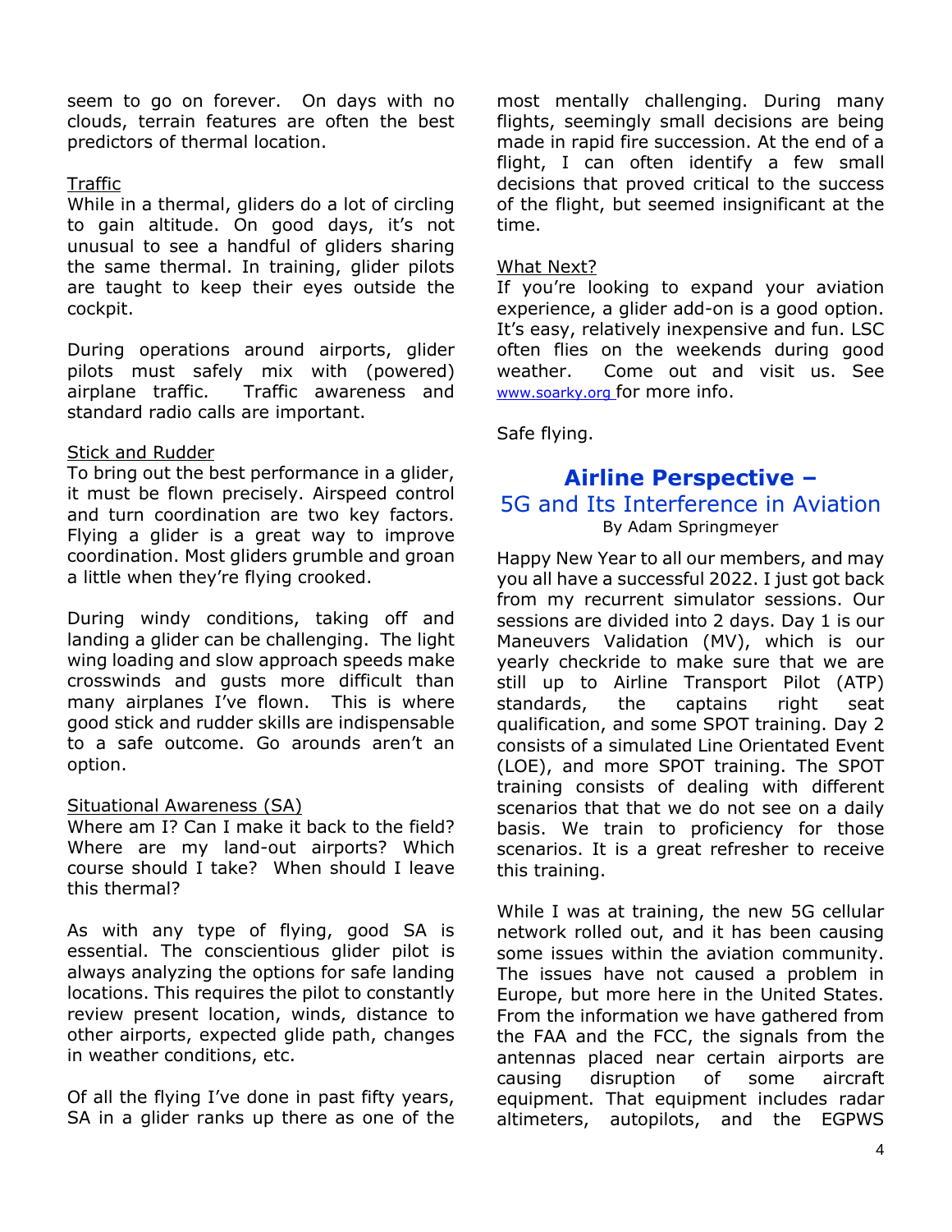seem to go on forever. On days with no clouds, terrain features are often the best predictors of thermal location.

Traffic

While in a thermal, gliders do a lot of circling to gain altitude. On good days, it's not unusual to see a handful of gliders sharing the same thermal. In training, glider pilots are taught to keep their eyes outside the cockpit.

During operations around airports, glider pilots must safely mix with (powered) airplane traffic. Traffic awareness and standard radio calls are important.

Stick and Rudder

To bring out the best performance in a glider, it must be flown precisely. Airspeed control and turn coordination are two key factors. Flying a glider is a great way to improve coordination. Most gliders grumble and groan a little when they're flying crooked.

During windy conditions, taking off and landing a glider can be challenging. The light wing loading and slow approach speeds make crosswinds and gusts more difficult than many airplanes I've flown. This is where good stick and rudder skills are indispensable to a safe outcome. Go arounds aren't an option.

Situational Awareness (SA)

Where am I? Can I make it back to the field? Where are my land-out airports? Which course should I take? When should I leave this thermal?

As with any type of flying, good SA is essential. The conscientious glider pilot is always analyzing the options for safe landing locations. This requires the pilot to constantly review present location, winds, distance to other airports, expected glide path, changes in weather conditions, etc.

Of all the flying I've done in past fifty years, SA in a glider ranks up there as one of the most mentally challenging. During many flights, seemingly small decisions are being made in rapid fire succession. At the end of a flight, I can often identify a few small decisions that proved critical to the success of the flight, but seemed insignificant at the time.

What Next?

If you're looking to expand your aviation experience, a glider add-on is a good option. It's easy, relatively inexpensive and fun. LSC often flies on the weekends during good weather. Come out and visit us. See www.soarky.org for more info.

Safe flying.

## Airline Perspective – 5G and Its Interference in Aviation

By Adam Springmeyer

Happy New Year to all our members, and may you all have a successful 2022. I just got back from my recurrent simulator sessions. Our sessions are divided into 2 days. Day 1 is our Maneuvers Validation (MV), which is our yearly checkride to make sure that we are still up to Airline Transport Pilot (ATP) standards, the captains right seat qualification, and some SPOT training. Day 2 consists of a simulated Line Orientated Event (LOE), and more SPOT training. The SPOT training consists of dealing with different scenarios that that we do not see on a daily basis. We train to proficiency for those scenarios. It is a great refresher to receive this training.

While I was at training, the new 5G cellular network rolled out, and it has been causing some issues within the aviation community. The issues have not caused a problem in Europe, but more here in the United States. From the information we have gathered from the FAA and the FCC, the signals from the antennas placed near certain airports are causing disruption of some aircraft equipment. That equipment includes radar altimeters, autopilots, and the EGPWS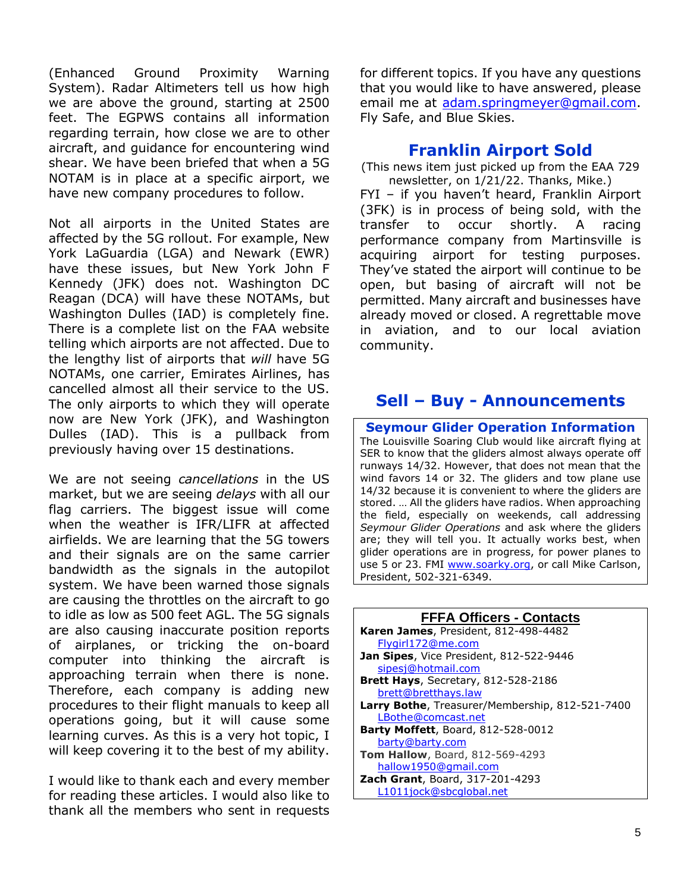(Enhanced Ground Proximity Warning System). Radar Altimeters tell us how high we are above the ground, starting at 2500 feet. The EGPWS contains all information regarding terrain, how close we are to other aircraft, and guidance for encountering wind shear. We have been briefed that when a 5G NOTAM is in place at a specific airport, we have new company procedures to follow.

Not all airports in the United States are affected by the 5G rollout. For example, New York LaGuardia (LGA) and Newark (EWR) have these issues, but New York John F Kennedy (JFK) does not. Washington DC Reagan (DCA) will have these NOTAMs, but Washington Dulles (IAD) is completely fine. There is a complete list on the FAA website telling which airports are not affected. Due to the lengthy list of airports that *will* have 5G NOTAMs, one carrier, Emirates Airlines, has cancelled almost all their service to the US. The only airports to which they will operate now are New York (JFK), and Washington Dulles (IAD). This is a pullback from previously having over 15 destinations.

We are not seeing *cancellations* in the US market, but we are seeing *delays* with all our flag carriers. The biggest issue will come when the weather is IFR/LIFR at affected airfields. We are learning that the 5G towers and their signals are on the same carrier bandwidth as the signals in the autopilot system. We have been warned those signals are causing the throttles on the aircraft to go to idle as low as 500 feet AGL. The 5G signals are also causing inaccurate position reports of airplanes, or tricking the on-board computer into thinking the aircraft is approaching terrain when there is none. Therefore, each company is adding new procedures to their flight manuals to keep all operations going, but it will cause some learning curves. As this is a very hot topic, I will keep covering it to the best of my ability.

I would like to thank each and every member for reading these articles. I would also like to thank all the members who sent in requests for different topics. If you have any questions that you would like to have answered, please email me at adam.springmeyer@gmail.com. Fly Safe, and Blue Skies.

## Franklin Airport Sold

(This news item just picked up from the EAA 729 newsletter, on 1/21/22. Thanks, Mike.)

FYI – if you haven't heard, Franklin Airport (3FK) is in process of being sold, with the transfer to occur shortly. A racing performance company from Martinsville is acquiring airport for testing purposes. They've stated the airport will continue to be open, but basing of aircraft will not be permitted. Many aircraft and businesses have already moved or closed. A regrettable move in aviation, and to our local aviation community.

## Sell – Buy - Announcements

### Seymour Glider Operation Information

The Louisville Soaring Club would like aircraft flying at SER to know that the gliders almost always operate off runways 14/32. However, that does not mean that the wind favors 14 or 32. The gliders and tow plane use 14/32 because it is convenient to where the gliders are stored. … All the gliders have radios. When approaching the field, especially on weekends, call addressing *Seymour Glider Operations* and ask where the gliders are; they will tell you. It actually works best, when glider operations are in progress, for power planes to use 5 or 23. FMI www.soarky.org, or call Mike Carlson, President, 502-321-6349.

### FFFA Officers - Contacts

**Karen James**, President, 812-498-4482
Flygirl172@me.com
**Jan Sipes**, Vice President, 812-522-9446
sipesj@hotmail.com
**Brett Hays**, Secretary, 812-528-2186
brett@bretthays.law
**Larry Bothe**, Treasurer/Membership, 812-521-7400
LBothe@comcast.net
**Barty Moffett**, Board, 812-528-0012
barty@barty.com
**Tom Hallow**, Board, 812-569-4293
hallow1950@gmail.com
**Zach Grant**, Board, 317-201-4293
L1011jock@sbcglobal.net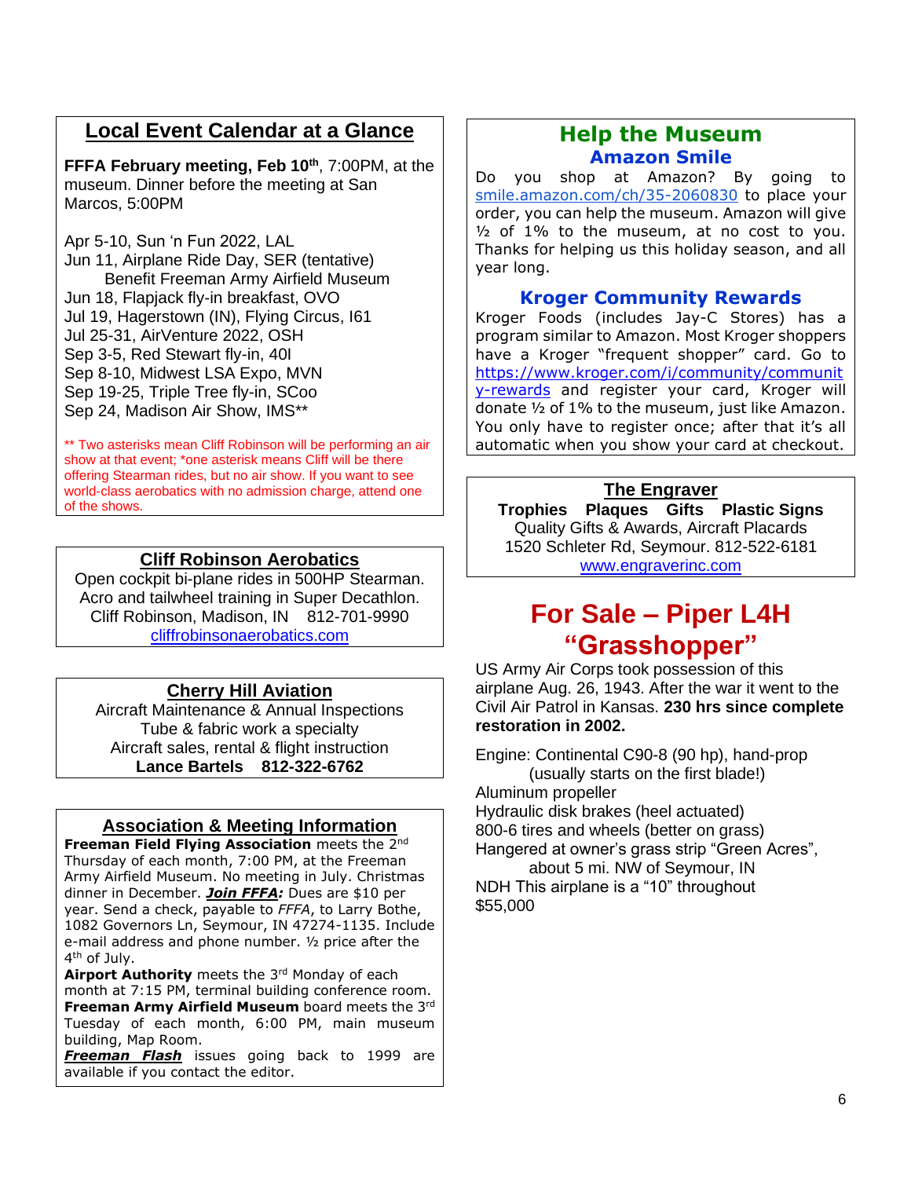## Local Event Calendar at a Glance

**FFFA February meeting, Feb 10th**, 7:00PM, at the museum. Dinner before the meeting at San Marcos, 5:00PM

Apr 5-10, Sun 'n Fun 2022, LAL
Jun 11, Airplane Ride Day, SER (tentative)
Benefit Freeman Army Airfield Museum
Jun 18, Flapjack fly-in breakfast, OVO
Jul 19, Hagerstown (IN), Flying Circus, I61
Jul 25-31, AirVenture 2022, OSH
Sep 3-5, Red Stewart fly-in, 40I
Sep 8-10, Midwest LSA Expo, MVN
Sep 19-25, Triple Tree fly-in, SCoo
Sep 24, Madison Air Show, IMS**

** Two asterisks mean Cliff Robinson will be performing an air show at that event; *one asterisk means Cliff will be there offering Stearman rides, but no air show. If you want to see world-class aerobatics with no admission charge, attend one of the shows.

### Cliff Robinson Aerobatics

Open cockpit bi-plane rides in 500HP Stearman.
Acro and tailwheel training in Super Decathlon.
Cliff Robinson, Madison, IN 812-701-9990
cliffrobinsonaerobatics.com

### Cherry Hill Aviation

Aircraft Maintenance & Annual Inspections
Tube & fabric work a specialty
Aircraft sales, rental & flight instruction
**Lance Bartels 812-322-6762**

### Association & Meeting Information

**Freeman Field Flying Association** meets the 2nd Thursday of each month, 7:00 PM, at the Freeman Army Airfield Museum. No meeting in July. Christmas dinner in December. ***Join FFFA:*** Dues are $10 per year. Send a check, payable to *FFFA*, to Larry Bothe, 1082 Governors Ln, Seymour, IN 47274-1135. Include e-mail address and phone number. ½ price after the 4th of July.

**Airport Authority** meets the 3rd Monday of each month at 7:15 PM, terminal building conference room.

**Freeman Army Airfield Museum** board meets the 3rd Tuesday of each month, 6:00 PM, main museum building, Map Room.

***Freeman Flash*** issues going back to 1999 are available if you contact the editor.

## Help the Museum

### Amazon Smile

Do you shop at Amazon? By going to smile.amazon.com/ch/35-2060830 to place your order, you can help the museum. Amazon will give ½ of 1% to the museum, at no cost to you. Thanks for helping us this holiday season, and all year long.

### Kroger Community Rewards

Kroger Foods (includes Jay-C Stores) has a program similar to Amazon. Most Kroger shoppers have a Kroger "frequent shopper" card. Go to https://www.kroger.com/i/community/community-rewards and register your card, Kroger will donate ½ of 1% to the museum, just like Amazon. You only have to register once; after that it's all automatic when you show your card at checkout.

### The Engraver

**Trophies Plaques Gifts Plastic Signs**
Quality Gifts & Awards, Aircraft Placards
1520 Schleter Rd, Seymour. 812-522-6181
www.engraverinc.com

## For Sale – Piper L4H "Grasshopper"

US Army Air Corps took possession of this airplane Aug. 26, 1943. After the war it went to the Civil Air Patrol in Kansas. **230 hrs since complete restoration in 2002.**

Engine: Continental C90-8 (90 hp), hand-prop
(usually starts on the first blade!)
Aluminum propeller
Hydraulic disk brakes (heel actuated)
800-6 tires and wheels (better on grass)
Hangered at owner's grass strip "Green Acres", about 5 mi. NW of Seymour, IN
NDH This airplane is a "10" throughout
$55,000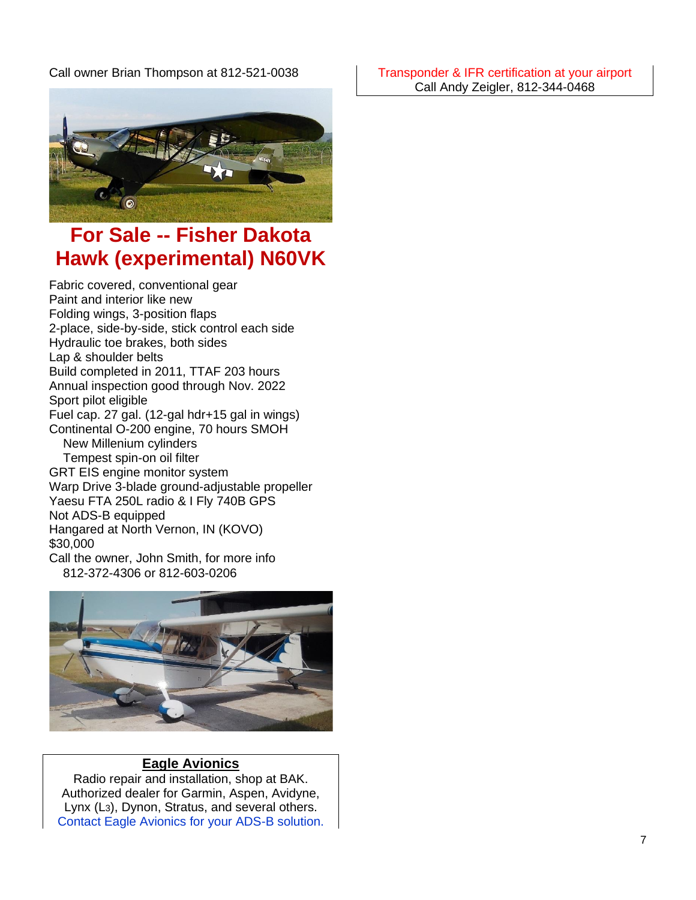Call owner Brian Thompson at 812-521-0038

## For Sale -- Fisher Dakota Hawk (experimental) N60VK

Fabric covered, conventional gear
Paint and interior like new
Folding wings, 3-position flaps
2-place, side-by-side, stick control each side
Hydraulic toe brakes, both sides
Lap & shoulder belts
Build completed in 2011, TTAF 203 hours
Annual inspection good through Nov. 2022
Sport pilot eligible
Fuel cap. 27 gal. (12-gal hdr+15 gal in wings)
Continental O-200 engine, 70 hours SMOH
  New Millenium cylinders
  Tempest spin-on oil filter
GRT EIS engine monitor system
Warp Drive 3-blade ground-adjustable propeller
Yaesu FTA 250L radio & I Fly 740B GPS
Not ADS-B equipped
Hangared at North Vernon, IN (KOVO)
$30,000
Call the owner, John Smith, for more info
  812-372-4306 or 812-603-0206

**Eagle Avionics**

Radio repair and installation, shop at BAK.
Authorized dealer for Garmin, Aspen, Avidyne, Lynx (L3), Dynon, Stratus, and several others.
Contact Eagle Avionics for your ADS-B solution.

Transponder & IFR certification at your airport
Call Andy Zeigler, 812-344-0468